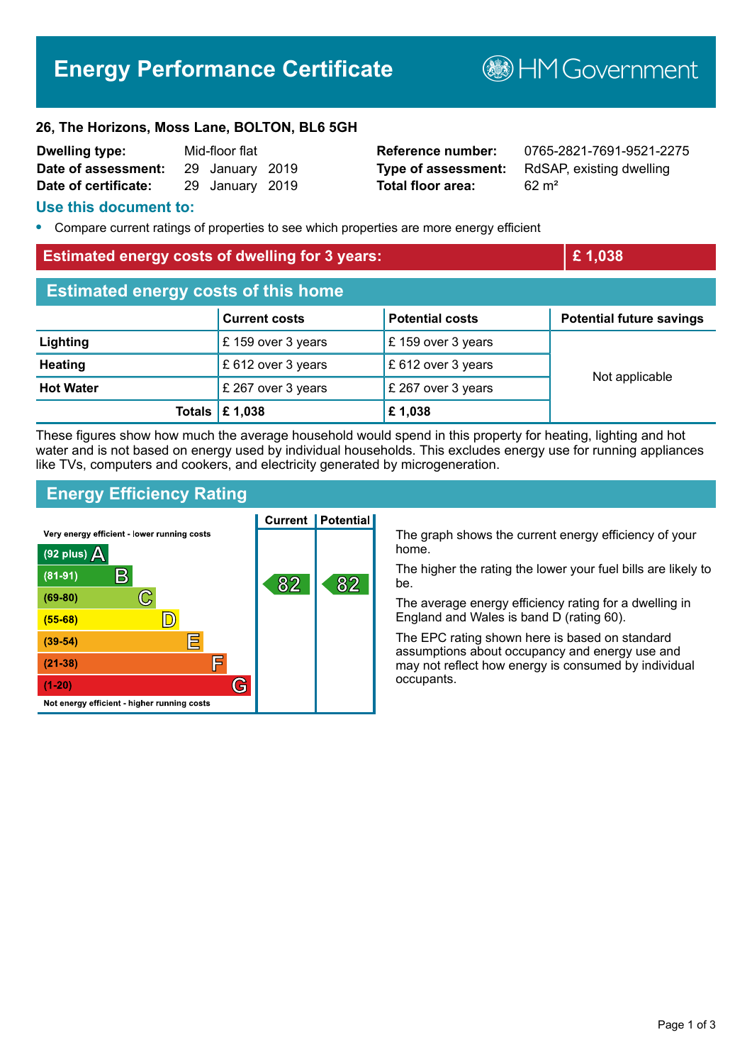# Energy Performance Certificate

HM Government

**26, The Horizons, Moss Lane, BOLTON, BL6 5GH**

| | | | |
|---|---|---|---|
| **Dwelling type:** | Mid-floor flat | **Reference number:** | 0765-2821-7691-9521-2275 |
| **Date of assessment:** | 29 January 2019 | **Type of assessment:** | RdSAP, existing dwelling |
| **Date of certificate:** | 29 January 2019 | **Total floor area:** | 62 m² |

## Use this document to:

- Compare current ratings of properties to see which properties are more energy efficient

## Estimated energy costs of dwelling for 3 years: £ 1,038

## Estimated energy costs of this home

| | Current costs | Potential costs | Potential future savings |
|---|---|---|---|
| **Lighting** | £ 159 over 3 years | £ 159 over 3 years | Not applicable |
| **Heating** | £ 612 over 3 years | £ 612 over 3 years | |
| **Hot Water** | £ 267 over 3 years | £ 267 over 3 years | |
| **Totals** | **£ 1,038** | **£ 1,038** | |

These figures show how much the average household would spend in this property for heating, lighting and hot water and is not based on energy used by individual households. This excludes energy use for running appliances like TVs, computers and cookers, and electricity generated by microgeneration.

## Energy Efficiency Rating

| Rating | Current | Potential |
|---|---|---|
| Very energy efficient - lower running costs | | |
| (92 plus) A | | |
| (81-91) B | 82 | 82 |
| (69-80) C | | |
| (55-68) D | | |
| (39-54) E | | |
| (21-38) F | | |
| (1-20) G | | |
| Not energy efficient - higher running costs | | |

The graph shows the current energy efficiency of your home.

The higher the rating the lower your fuel bills are likely to be.

The average energy efficiency rating for a dwelling in England and Wales is band D (rating 60).

The EPC rating shown here is based on standard assumptions about occupancy and energy use and may not reflect how energy is consumed by individual occupants.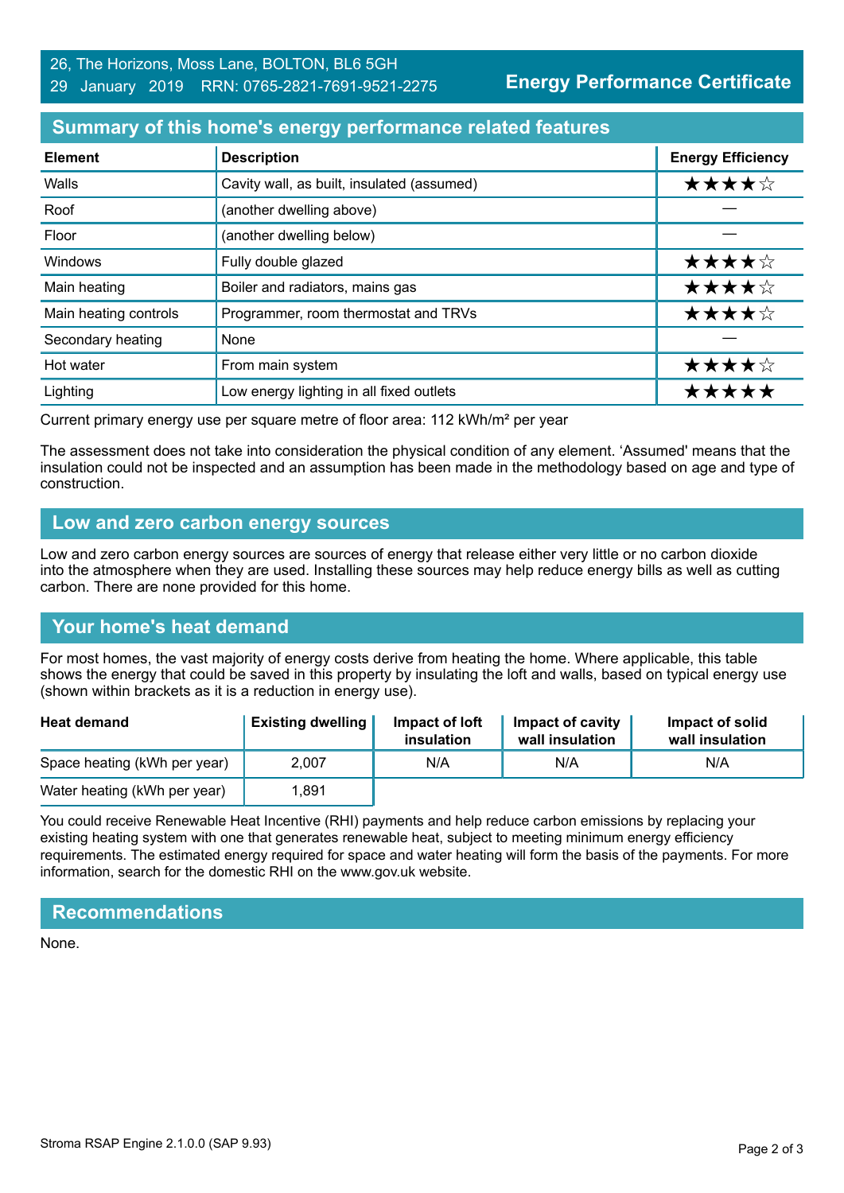26, The Horizons, Moss Lane, BOLTON, BL6 5GH
29 January 2019 RRN: 0765-2821-7691-9521-2275

**Energy Performance Certificate**

## Summary of this home's energy performance related features

| Element | Description | Energy Efficiency |
|---|---|---|
| Walls | Cavity wall, as built, insulated (assumed) | ★★★★☆ |
| Roof | (another dwelling above) | — |
| Floor | (another dwelling below) | — |
| Windows | Fully double glazed | ★★★★☆ |
| Main heating | Boiler and radiators, mains gas | ★★★★☆ |
| Main heating controls | Programmer, room thermostat and TRVs | ★★★★☆ |
| Secondary heating | None | — |
| Hot water | From main system | ★★★★☆ |
| Lighting | Low energy lighting in all fixed outlets | ★★★★★ |

Current primary energy use per square metre of floor area: 112 kWh/m² per year

The assessment does not take into consideration the physical condition of any element. 'Assumed' means that the insulation could not be inspected and an assumption has been made in the methodology based on age and type of construction.

## Low and zero carbon energy sources

Low and zero carbon energy sources are sources of energy that release either very little or no carbon dioxide into the atmosphere when they are used. Installing these sources may help reduce energy bills as well as cutting carbon. There are none provided for this home.

## Your home's heat demand

For most homes, the vast majority of energy costs derive from heating the home. Where applicable, this table shows the energy that could be saved in this property by insulating the loft and walls, based on typical energy use (shown within brackets as it is a reduction in energy use).

| Heat demand | Existing dwelling | Impact of loft insulation | Impact of cavity wall insulation | Impact of solid wall insulation |
|---|---|---|---|---|
| Space heating (kWh per year) | 2,007 | N/A | N/A | N/A |
| Water heating (kWh per year) | 1,891 | | | |

You could receive Renewable Heat Incentive (RHI) payments and help reduce carbon emissions by replacing your existing heating system with one that generates renewable heat, subject to meeting minimum energy efficiency requirements. The estimated energy required for space and water heating will form the basis of the payments. For more information, search for the domestic RHI on the www.gov.uk website.

## Recommendations

None.

Stroma RSAP Engine 2.1.0.0 (SAP 9.93)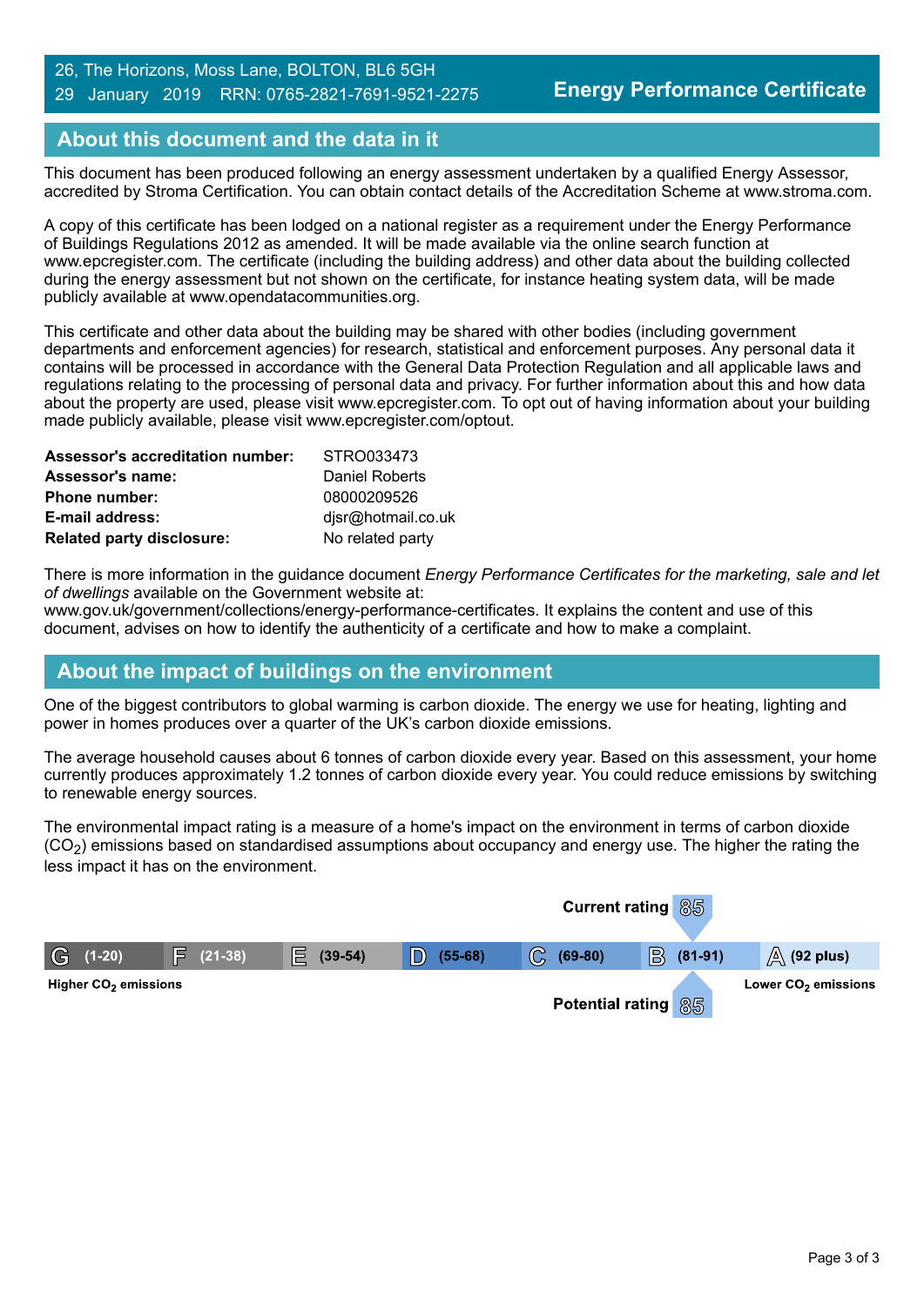26, The Horizons, Moss Lane, BOLTON, BL6 5GH
29 January 2019 RRN: 0765-2821-7691-9521-2275

**Energy Performance Certificate**

## About this document and the data in it

This document has been produced following an energy assessment undertaken by a qualified Energy Assessor, accredited by Stroma Certification. You can obtain contact details of the Accreditation Scheme at www.stroma.com.

A copy of this certificate has been lodged on a national register as a requirement under the Energy Performance of Buildings Regulations 2012 as amended. It will be made available via the online search function at www.epcregister.com. The certificate (including the building address) and other data about the building collected during the energy assessment but not shown on the certificate, for instance heating system data, will be made publicly available at www.opendatacommunities.org.

This certificate and other data about the building may be shared with other bodies (including government departments and enforcement agencies) for research, statistical and enforcement purposes. Any personal data it contains will be processed in accordance with the General Data Protection Regulation and all applicable laws and regulations relating to the processing of personal data and privacy. For further information about this and how data about the property are used, please visit www.epcregister.com. To opt out of having information about your building made publicly available, please visit www.epcregister.com/optout.

| | |
|---|---|
| **Assessor's accreditation number:** | STRO033473 |
| **Assessor's name:** | Daniel Roberts |
| **Phone number:** | 08000209526 |
| **E-mail address:** | djsr@hotmail.co.uk |
| **Related party disclosure:** | No related party |

There is more information in the guidance document *Energy Performance Certificates for the marketing, sale and let of dwellings* available on the Government website at: www.gov.uk/government/collections/energy-performance-certificates. It explains the content and use of this document, advises on how to identify the authenticity of a certificate and how to make a complaint.

## About the impact of buildings on the environment

One of the biggest contributors to global warming is carbon dioxide. The energy we use for heating, lighting and power in homes produces over a quarter of the UK's carbon dioxide emissions.

The average household causes about 6 tonnes of carbon dioxide every year. Based on this assessment, your home currently produces approximately 1.2 tonnes of carbon dioxide every year. You could reduce emissions by switching to renewable energy sources.

The environmental impact rating is a measure of a home's impact on the environment in terms of carbon dioxide ($CO_2$) emissions based on standardised assumptions about occupancy and energy use. The higher the rating the less impact it has on the environment.

Current rating 85

G (1-20) F (21-38) E (39-54) D (55-68) C (69-80) B (81-91) A (92 plus)

Higher $CO_2$ emissions

Lower $CO_2$ emissions

Potential rating 85